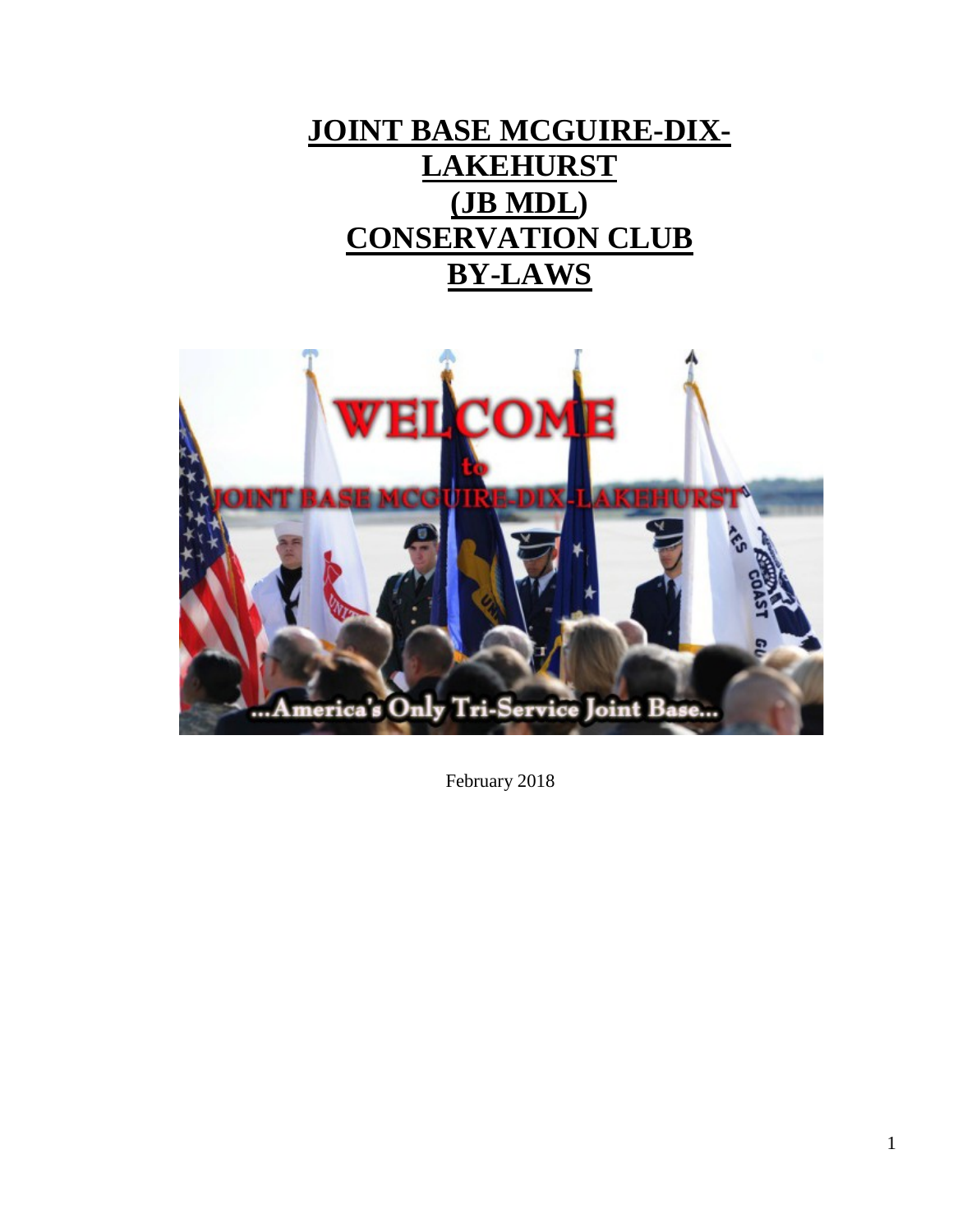# JOINT BASE MCGUIRE-DIX-LAKEHURST (JB MDL) CONSERVATION CLUB BY-LAWS

February 2018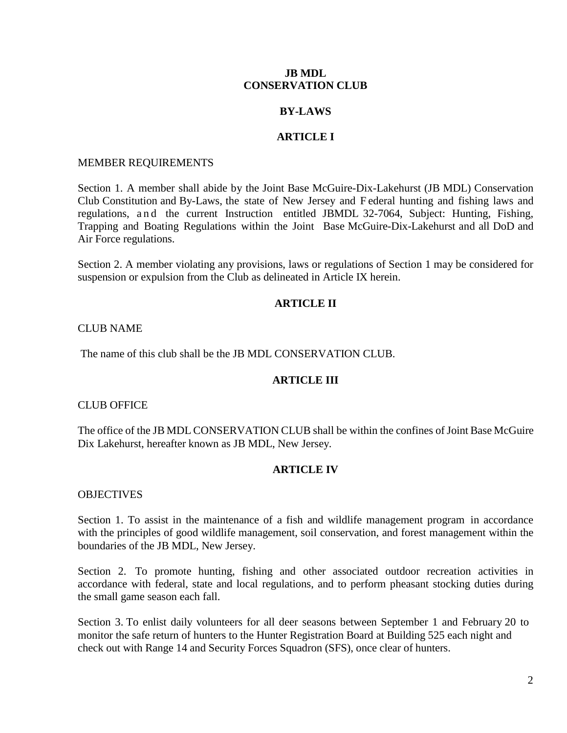**JB MDL**
**CONSERVATION CLUB**

**BY-LAWS**

## ARTICLE I

MEMBER REQUIREMENTS

Section 1. A member shall abide by the Joint Base McGuire-Dix-Lakehurst (JB MDL) Conservation Club Constitution and By-Laws, the state of New Jersey and Federal hunting and fishing laws and regulations, and the current Instruction entitled JBMDL 32-7064, Subject: Hunting, Fishing, Trapping and Boating Regulations within the Joint Base McGuire-Dix-Lakehurst and all DoD and Air Force regulations.

Section 2. A member violating any provisions, laws or regulations of Section 1 may be considered for suspension or expulsion from the Club as delineated in Article IX herein.

## ARTICLE II

CLUB NAME

The name of this club shall be the JB MDL CONSERVATION CLUB.

## ARTICLE III

CLUB OFFICE

The office of the JB MDL CONSERVATION CLUB shall be within the confines of Joint Base McGuire Dix Lakehurst, hereafter known as JB MDL, New Jersey.

## ARTICLE IV

OBJECTIVES

Section 1. To assist in the maintenance of a fish and wildlife management program in accordance with the principles of good wildlife management, soil conservation, and forest management within the boundaries of the JB MDL, New Jersey.

Section 2. To promote hunting, fishing and other associated outdoor recreation activities in accordance with federal, state and local regulations, and to perform pheasant stocking duties during the small game season each fall.

Section 3. To enlist daily volunteers for all deer seasons between September 1 and February 20 to monitor the safe return of hunters to the Hunter Registration Board at Building 525 each night and check out with Range 14 and Security Forces Squadron (SFS), once clear of hunters.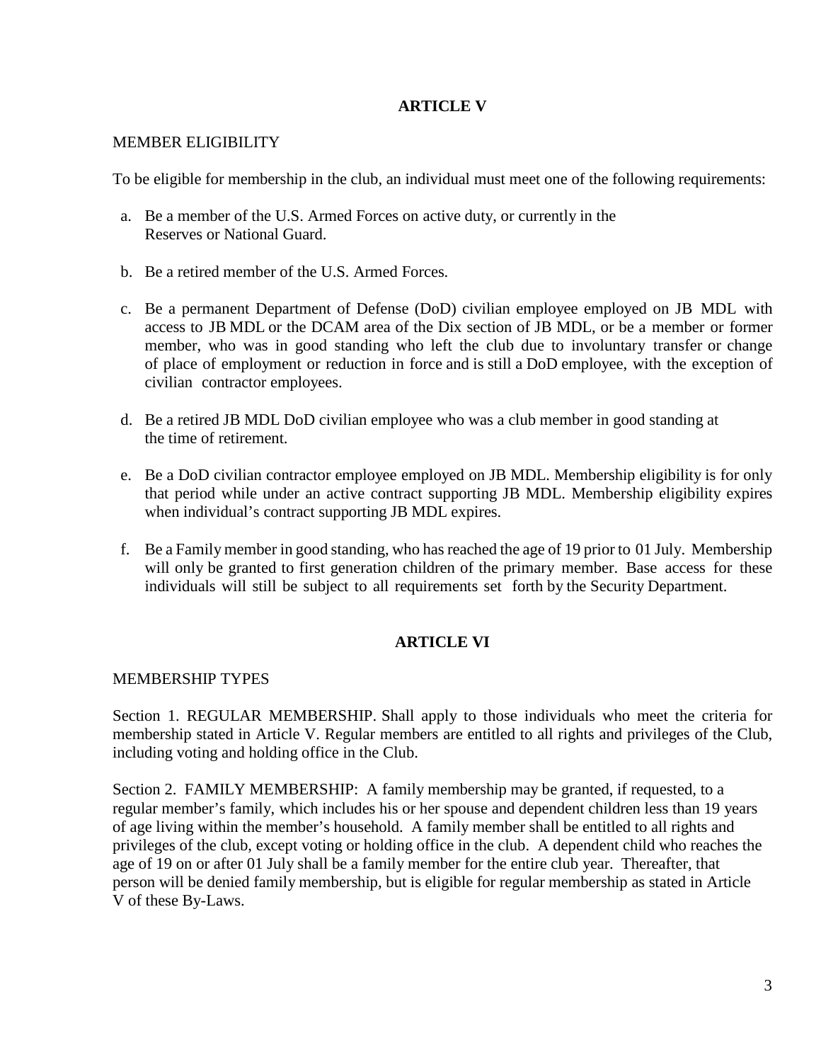## ARTICLE V

MEMBER ELIGIBILITY

To be eligible for membership in the club, an individual must meet one of the following requirements:

a. Be a member of the U.S. Armed Forces on active duty, or currently in the Reserves or National Guard.

b. Be a retired member of the U.S. Armed Forces.

c. Be a permanent Department of Defense (DoD) civilian employee employed on JB MDL with access to JB MDL or the DCAM area of the Dix section of JB MDL, or be a member or former member, who was in good standing who left the club due to involuntary transfer or change of place of employment or reduction in force and is still a DoD employee, with the exception of civilian contractor employees.

d. Be a retired JB MDL DoD civilian employee who was a club member in good standing at the time of retirement.

e. Be a DoD civilian contractor employee employed on JB MDL. Membership eligibility is for only that period while under an active contract supporting JB MDL. Membership eligibility expires when individual's contract supporting JB MDL expires.

f. Be a Family member in good standing, who has reached the age of 19 prior to 01 July. Membership will only be granted to first generation children of the primary member. Base access for these individuals will still be subject to all requirements set forth by the Security Department.

## ARTICLE VI

MEMBERSHIP TYPES

Section 1. REGULAR MEMBERSHIP. Shall apply to those individuals who meet the criteria for membership stated in Article V. Regular members are entitled to all rights and privileges of the Club, including voting and holding office in the Club.

Section 2. FAMILY MEMBERSHIP: A family membership may be granted, if requested, to a regular member's family, which includes his or her spouse and dependent children less than 19 years of age living within the member's household. A family member shall be entitled to all rights and privileges of the club, except voting or holding office in the club. A dependent child who reaches the age of 19 on or after 01 July shall be a family member for the entire club year. Thereafter, that person will be denied family membership, but is eligible for regular membership as stated in Article V of these By-Laws.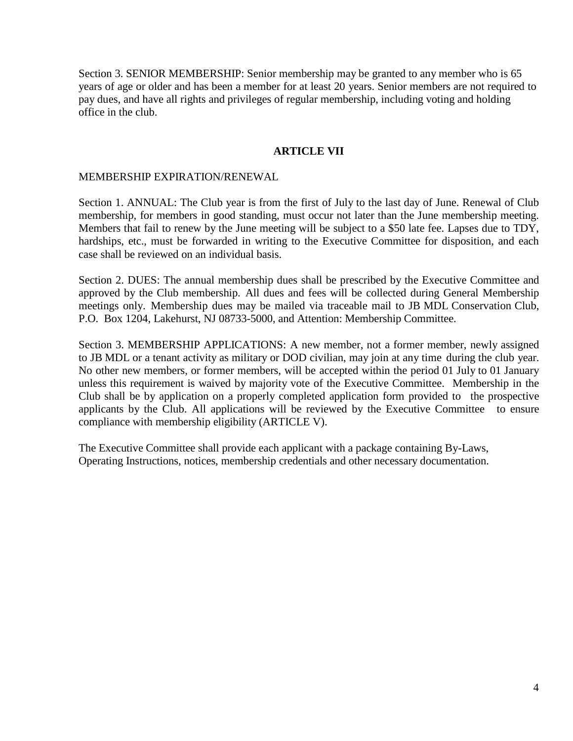Section 3. SENIOR MEMBERSHIP: Senior membership may be granted to any member who is 65 years of age or older and has been a member for at least 20 years. Senior members are not required to pay dues, and have all rights and privileges of regular membership, including voting and holding office in the club.

## ARTICLE VII

MEMBERSHIP EXPIRATION/RENEWAL

Section 1. ANNUAL: The Club year is from the first of July to the last day of June. Renewal of Club membership, for members in good standing, must occur not later than the June membership meeting. Members that fail to renew by the June meeting will be subject to a $50 late fee. Lapses due to TDY, hardships, etc., must be forwarded in writing to the Executive Committee for disposition, and each case shall be reviewed on an individual basis.

Section 2. DUES: The annual membership dues shall be prescribed by the Executive Committee and approved by the Club membership. All dues and fees will be collected during General Membership meetings only. Membership dues may be mailed via traceable mail to JB MDL Conservation Club, P.O. Box 1204, Lakehurst, NJ 08733-5000, and Attention: Membership Committee.

Section 3. MEMBERSHIP APPLICATIONS: A new member, not a former member, newly assigned to JB MDL or a tenant activity as military or DOD civilian, may join at any time during the club year. No other new members, or former members, will be accepted within the period 01 July to 01 January unless this requirement is waived by majority vote of the Executive Committee. Membership in the Club shall be by application on a properly completed application form provided to the prospective applicants by the Club. All applications will be reviewed by the Executive Committee to ensure compliance with membership eligibility (ARTICLE V).

The Executive Committee shall provide each applicant with a package containing By-Laws, Operating Instructions, notices, membership credentials and other necessary documentation.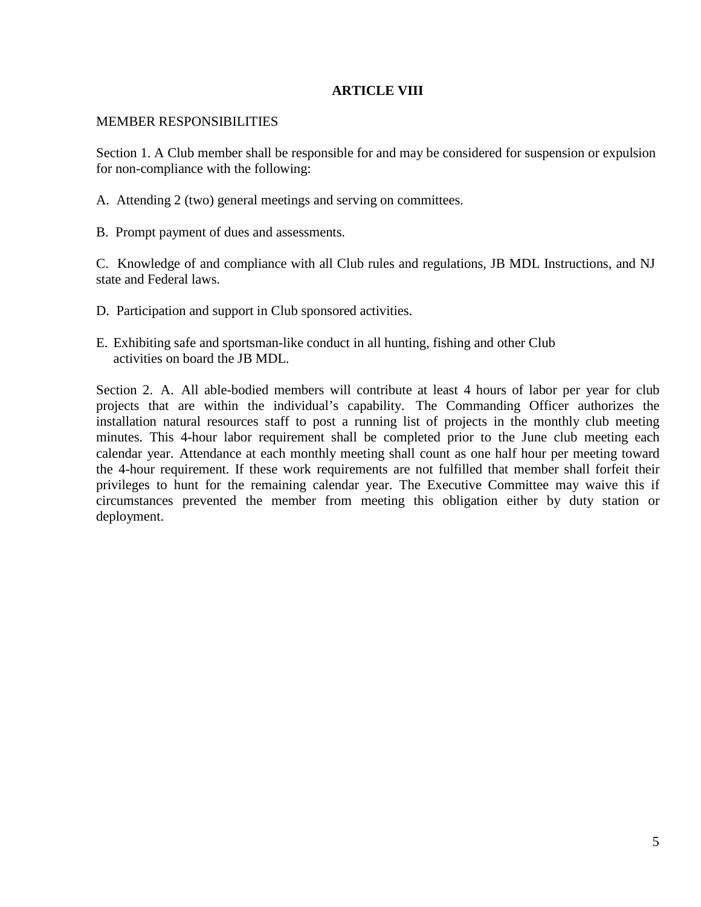## ARTICLE VIII

MEMBER RESPONSIBILITIES

Section 1. A Club member shall be responsible for and may be considered for suspension or expulsion for non-compliance with the following:

A. Attending 2 (two) general meetings and serving on committees.

B. Prompt payment of dues and assessments.

C. Knowledge of and compliance with all Club rules and regulations, JB MDL Instructions, and NJ state and Federal laws.

D. Participation and support in Club sponsored activities.

E. Exhibiting safe and sportsman-like conduct in all hunting, fishing and other Club activities on board the JB MDL.

Section 2. A. All able-bodied members will contribute at least 4 hours of labor per year for club projects that are within the individual's capability. The Commanding Officer authorizes the installation natural resources staff to post a running list of projects in the monthly club meeting minutes. This 4-hour labor requirement shall be completed prior to the June club meeting each calendar year. Attendance at each monthly meeting shall count as one half hour per meeting toward the 4-hour requirement. If these work requirements are not fulfilled that member shall forfeit their privileges to hunt for the remaining calendar year. The Executive Committee may waive this if circumstances prevented the member from meeting this obligation either by duty station or deployment.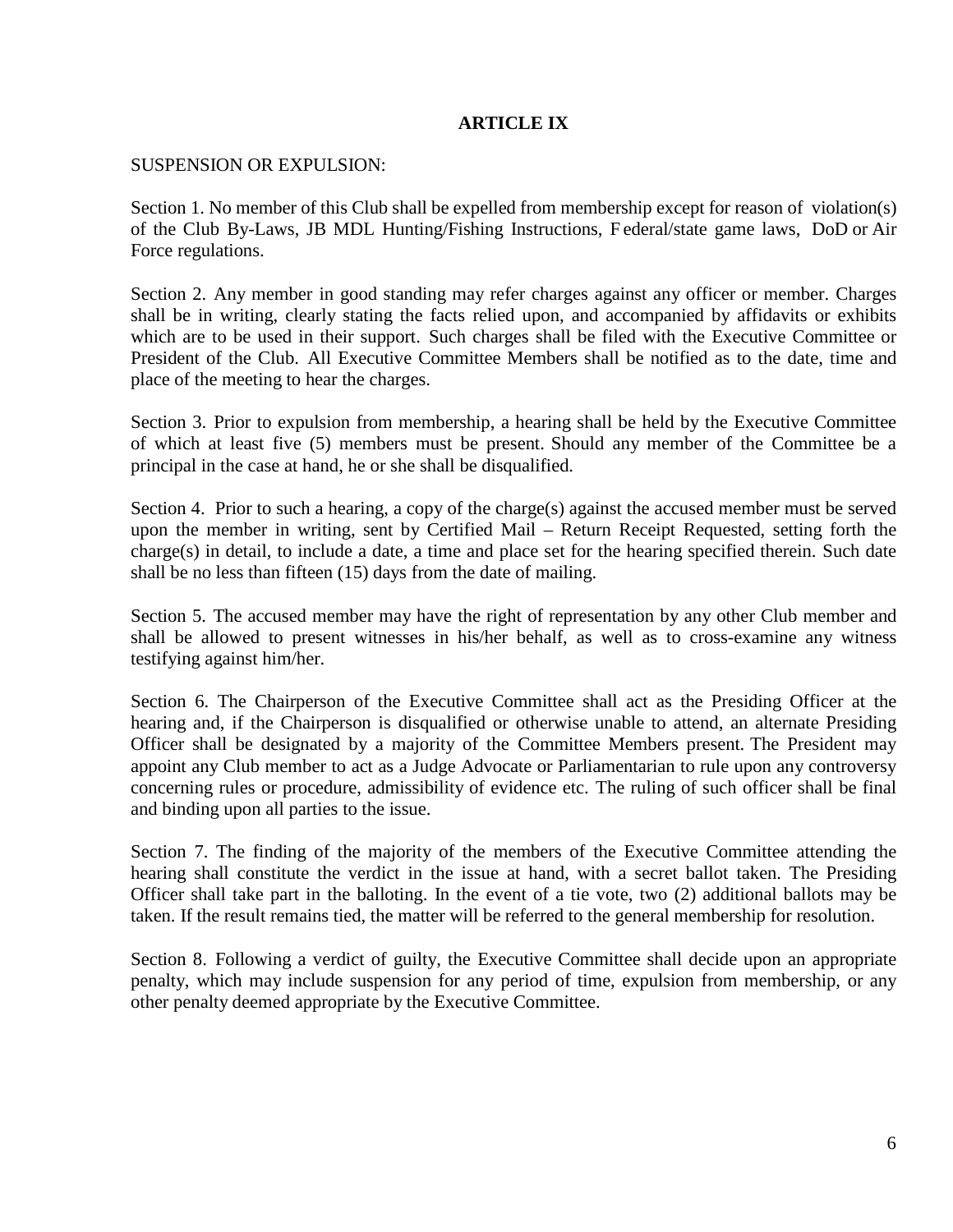## ARTICLE IX

SUSPENSION OR EXPULSION:

Section 1. No member of this Club shall be expelled from membership except for reason of violation(s) of the Club By-Laws, JB MDL Hunting/Fishing Instructions, Federal/state game laws, DoD or Air Force regulations.

Section 2. Any member in good standing may refer charges against any officer or member. Charges shall be in writing, clearly stating the facts relied upon, and accompanied by affidavits or exhibits which are to be used in their support. Such charges shall be filed with the Executive Committee or President of the Club. All Executive Committee Members shall be notified as to the date, time and place of the meeting to hear the charges.

Section 3. Prior to expulsion from membership, a hearing shall be held by the Executive Committee of which at least five (5) members must be present. Should any member of the Committee be a principal in the case at hand, he or she shall be disqualified.

Section 4. Prior to such a hearing, a copy of the charge(s) against the accused member must be served upon the member in writing, sent by Certified Mail – Return Receipt Requested, setting forth the charge(s) in detail, to include a date, a time and place set for the hearing specified therein. Such date shall be no less than fifteen (15) days from the date of mailing.

Section 5. The accused member may have the right of representation by any other Club member and shall be allowed to present witnesses in his/her behalf, as well as to cross-examine any witness testifying against him/her.

Section 6. The Chairperson of the Executive Committee shall act as the Presiding Officer at the hearing and, if the Chairperson is disqualified or otherwise unable to attend, an alternate Presiding Officer shall be designated by a majority of the Committee Members present. The President may appoint any Club member to act as a Judge Advocate or Parliamentarian to rule upon any controversy concerning rules or procedure, admissibility of evidence etc. The ruling of such officer shall be final and binding upon all parties to the issue.

Section 7. The finding of the majority of the members of the Executive Committee attending the hearing shall constitute the verdict in the issue at hand, with a secret ballot taken. The Presiding Officer shall take part in the balloting. In the event of a tie vote, two (2) additional ballots may be taken. If the result remains tied, the matter will be referred to the general membership for resolution.

Section 8. Following a verdict of guilty, the Executive Committee shall decide upon an appropriate penalty, which may include suspension for any period of time, expulsion from membership, or any other penalty deemed appropriate by the Executive Committee.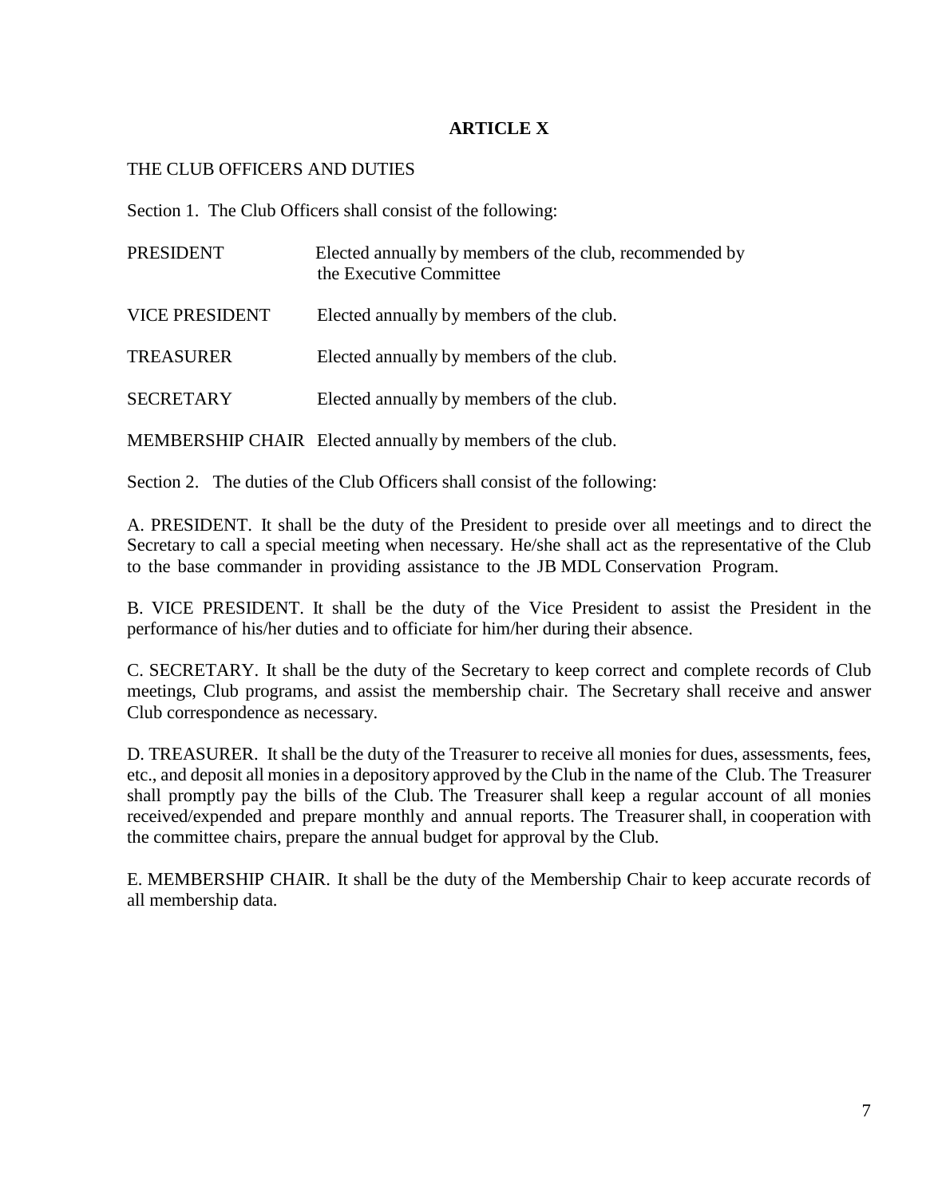## ARTICLE X

THE CLUB OFFICERS AND DUTIES

Section 1. The Club Officers shall consist of the following:

| | |
|---|---|
| PRESIDENT | Elected annually by members of the club, recommended by the Executive Committee |
| VICE PRESIDENT | Elected annually by members of the club. |
| TREASURER | Elected annually by members of the club. |
| SECRETARY | Elected annually by members of the club. |
| MEMBERSHIP CHAIR | Elected annually by members of the club. |

Section 2. The duties of the Club Officers shall consist of the following:

A. PRESIDENT. It shall be the duty of the President to preside over all meetings and to direct the Secretary to call a special meeting when necessary. He/she shall act as the representative of the Club to the base commander in providing assistance to the JB MDL Conservation Program.

B. VICE PRESIDENT. It shall be the duty of the Vice President to assist the President in the performance of his/her duties and to officiate for him/her during their absence.

C. SECRETARY. It shall be the duty of the Secretary to keep correct and complete records of Club meetings, Club programs, and assist the membership chair. The Secretary shall receive and answer Club correspondence as necessary.

D. TREASURER. It shall be the duty of the Treasurer to receive all monies for dues, assessments, fees, etc., and deposit all monies in a depository approved by the Club in the name of the Club. The Treasurer shall promptly pay the bills of the Club. The Treasurer shall keep a regular account of all monies received/expended and prepare monthly and annual reports. The Treasurer shall, in cooperation with the committee chairs, prepare the annual budget for approval by the Club.

E. MEMBERSHIP CHAIR. It shall be the duty of the Membership Chair to keep accurate records of all membership data.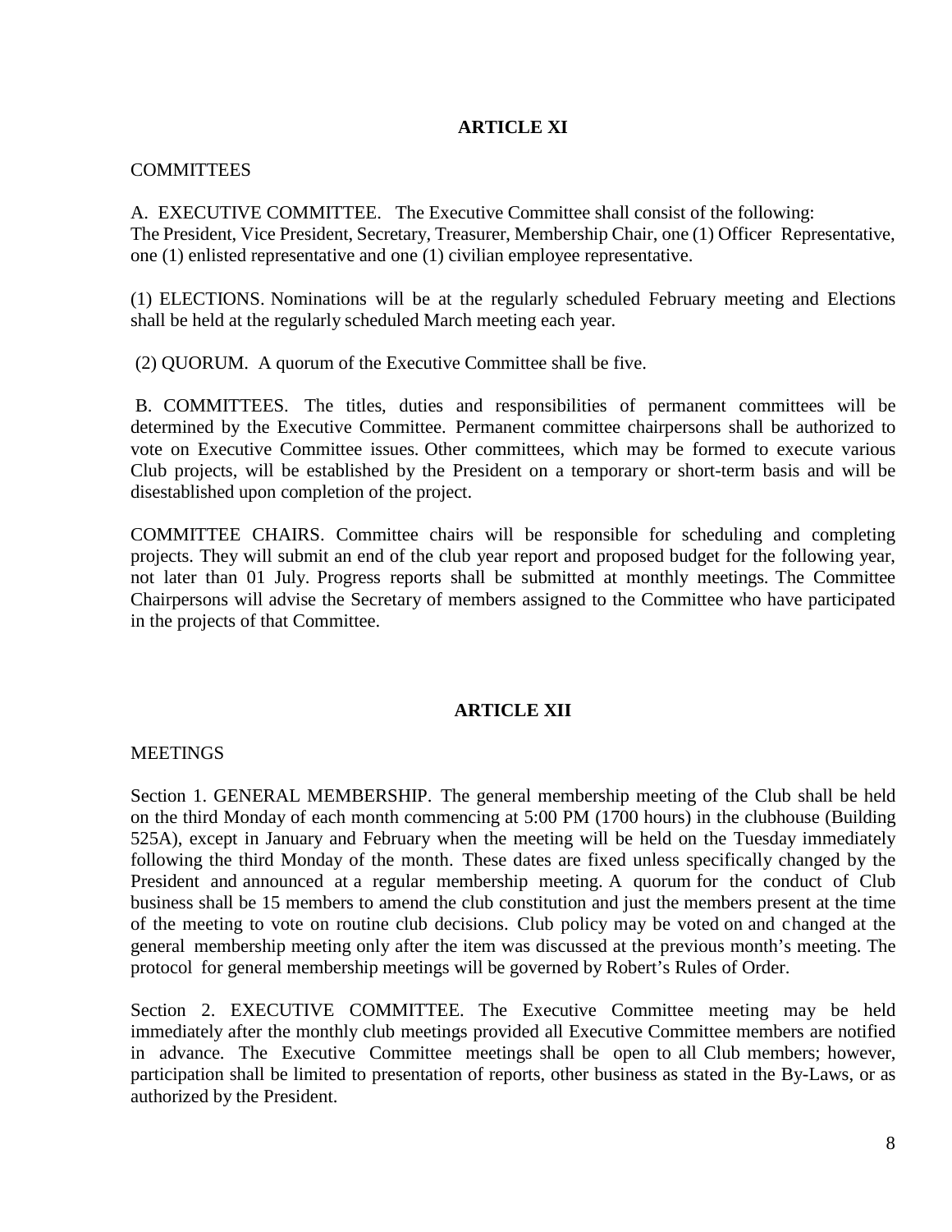## ARTICLE XI

COMMITTEES

A. EXECUTIVE COMMITTEE. The Executive Committee shall consist of the following:
The President, Vice President, Secretary, Treasurer, Membership Chair, one (1) Officer Representative, one (1) enlisted representative and one (1) civilian employee representative.

(1) ELECTIONS. Nominations will be at the regularly scheduled February meeting and Elections shall be held at the regularly scheduled March meeting each year.

(2) QUORUM. A quorum of the Executive Committee shall be five.

B. COMMITTEES. The titles, duties and responsibilities of permanent committees will be determined by the Executive Committee. Permanent committee chairpersons shall be authorized to vote on Executive Committee issues. Other committees, which may be formed to execute various Club projects, will be established by the President on a temporary or short-term basis and will be disestablished upon completion of the project.

COMMITTEE CHAIRS. Committee chairs will be responsible for scheduling and completing projects. They will submit an end of the club year report and proposed budget for the following year, not later than 01 July. Progress reports shall be submitted at monthly meetings. The Committee Chairpersons will advise the Secretary of members assigned to the Committee who have participated in the projects of that Committee.

## ARTICLE XII

MEETINGS

Section 1. GENERAL MEMBERSHIP. The general membership meeting of the Club shall be held on the third Monday of each month commencing at 5:00 PM (1700 hours) in the clubhouse (Building 525A), except in January and February when the meeting will be held on the Tuesday immediately following the third Monday of the month. These dates are fixed unless specifically changed by the President and announced at a regular membership meeting. A quorum for the conduct of Club business shall be 15 members to amend the club constitution and just the members present at the time of the meeting to vote on routine club decisions. Club policy may be voted on and changed at the general membership meeting only after the item was discussed at the previous month's meeting. The protocol for general membership meetings will be governed by Robert's Rules of Order.

Section 2. EXECUTIVE COMMITTEE. The Executive Committee meeting may be held immediately after the monthly club meetings provided all Executive Committee members are notified in advance. The Executive Committee meetings shall be open to all Club members; however, participation shall be limited to presentation of reports, other business as stated in the By-Laws, or as authorized by the President.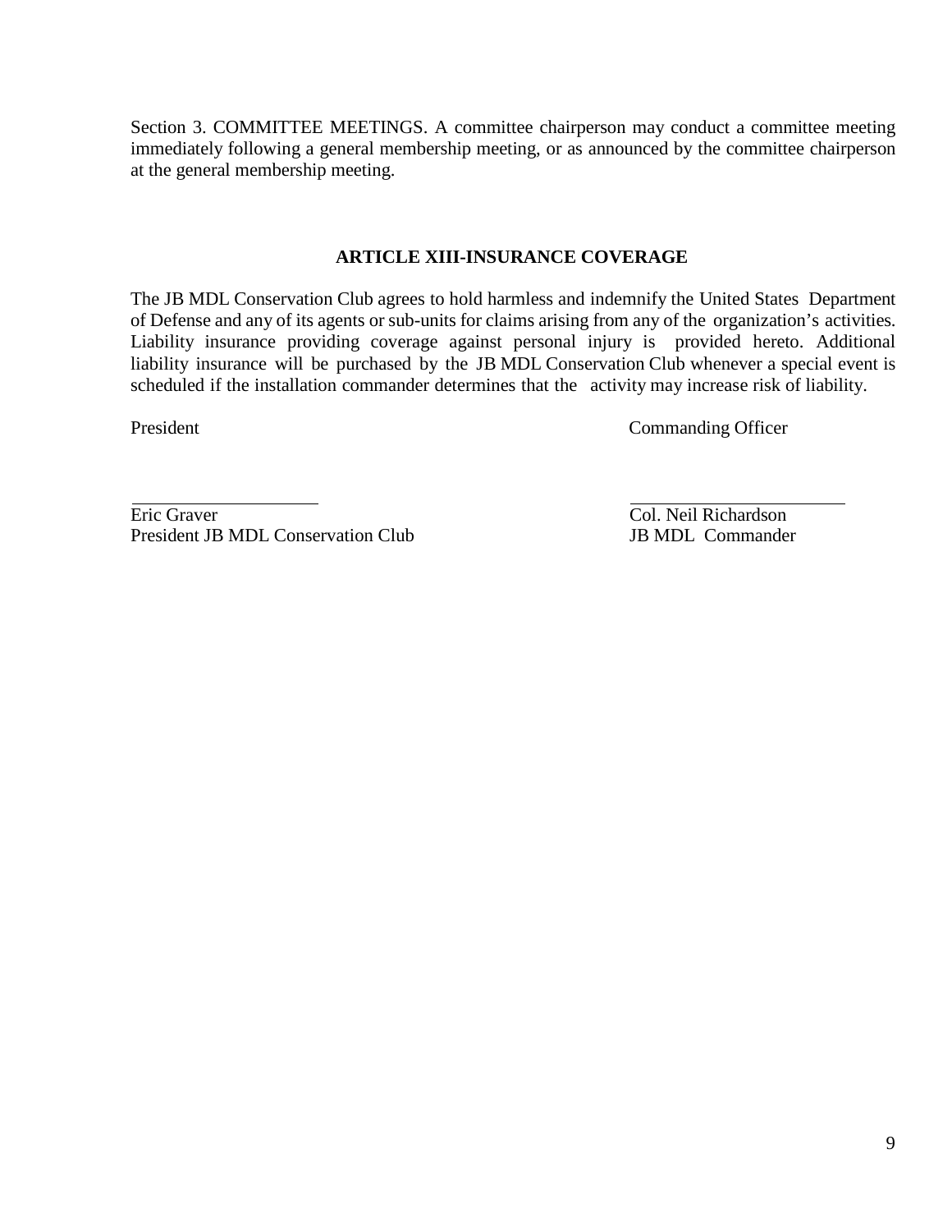Section 3. COMMITTEE MEETINGS. A committee chairperson may conduct a committee meeting immediately following a general membership meeting, or as announced by the committee chairperson at the general membership meeting.

## ARTICLE XIII-INSURANCE COVERAGE

The JB MDL Conservation Club agrees to hold harmless and indemnify the United States Department of Defense and any of its agents or sub-units for claims arising from any of the organization's activities. Liability insurance providing coverage against personal injury is provided hereto. Additional liability insurance will be purchased by the JB MDL Conservation Club whenever a special event is scheduled if the installation commander determines that the activity may increase risk of liability.

| | |
|---|---|
| President | Commanding Officer |
| \_\_\_\_\_\_\_\_\_\_\_\_\_\_\_\_\_\_\_\_ | \_\_\_\_\_\_\_\_\_\_\_\_\_\_\_\_\_\_\_\_ |
| Eric Graver | Col. Neil Richardson |
| President JB MDL Conservation Club | JB MDL Commander |